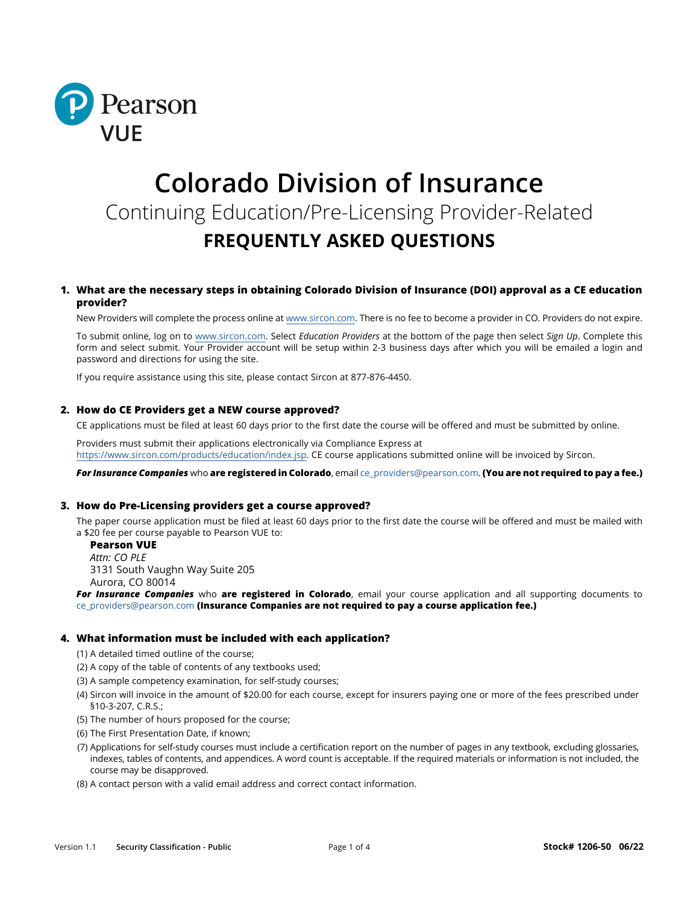# Colorado Division of Insurance

## Continuing Education/Pre-Licensing Provider-Related

## FREQUENTLY ASKED QUESTIONS

### 1. What are the necessary steps in obtaining Colorado Division of Insurance (DOI) approval as a CE education provider?

New Providers will complete the process online at www.sircon.com. There is no fee to become a provider in CO. Providers do not expire.

To submit online, log on to www.sircon.com. Select *Education Providers* at the bottom of the page then select *Sign Up*. Complete this form and select submit. Your Provider account will be setup within 2-3 business days after which you will be emailed a login and password and directions for using the site.

If you require assistance using this site, please contact Sircon at 877-876-4450.

### 2. How do CE Providers get a NEW course approved?

CE applications must be filed at least 60 days prior to the first date the course will be offered and must be submitted by online.

Providers must submit their applications electronically via Compliance Express at https://www.sircon.com/products/education/index.jsp. CE course applications submitted online will be invoiced by Sircon.

***For Insurance Companies*** who **are registered in Colorado**, email ce_providers@pearson.com. **(You are not required to pay a fee.)**

### 3. How do Pre-Licensing providers get a course approved?

The paper course application must be filed at least 60 days prior to the first date the course will be offered and must be mailed with a $20 fee per course payable to Pearson VUE to:

**Pearson VUE**
*Attn: CO PLE*
3131 South Vaughn Way Suite 205
Aurora, CO 80014

***For Insurance Companies*** who **are registered in Colorado**, email your course application and all supporting documents to ce_providers@pearson.com **(Insurance Companies are not required to pay a course application fee.)**

### 4. What information must be included with each application?

(1) A detailed timed outline of the course;
(2) A copy of the table of contents of any textbooks used;
(3) A sample competency examination, for self-study courses;
(4) Sircon will invoice in the amount of $20.00 for each course, except for insurers paying one or more of the fees prescribed under §10-3-207, C.R.S.;
(5) The number of hours proposed for the course;
(6) The First Presentation Date, if known;
(7) Applications for self-study courses must include a certification report on the number of pages in any textbook, excluding glossaries, indexes, tables of contents, and appendices. A word count is acceptable. If the required materials or information is not included, the course may be disapproved.
(8) A contact person with a valid email address and correct contact information.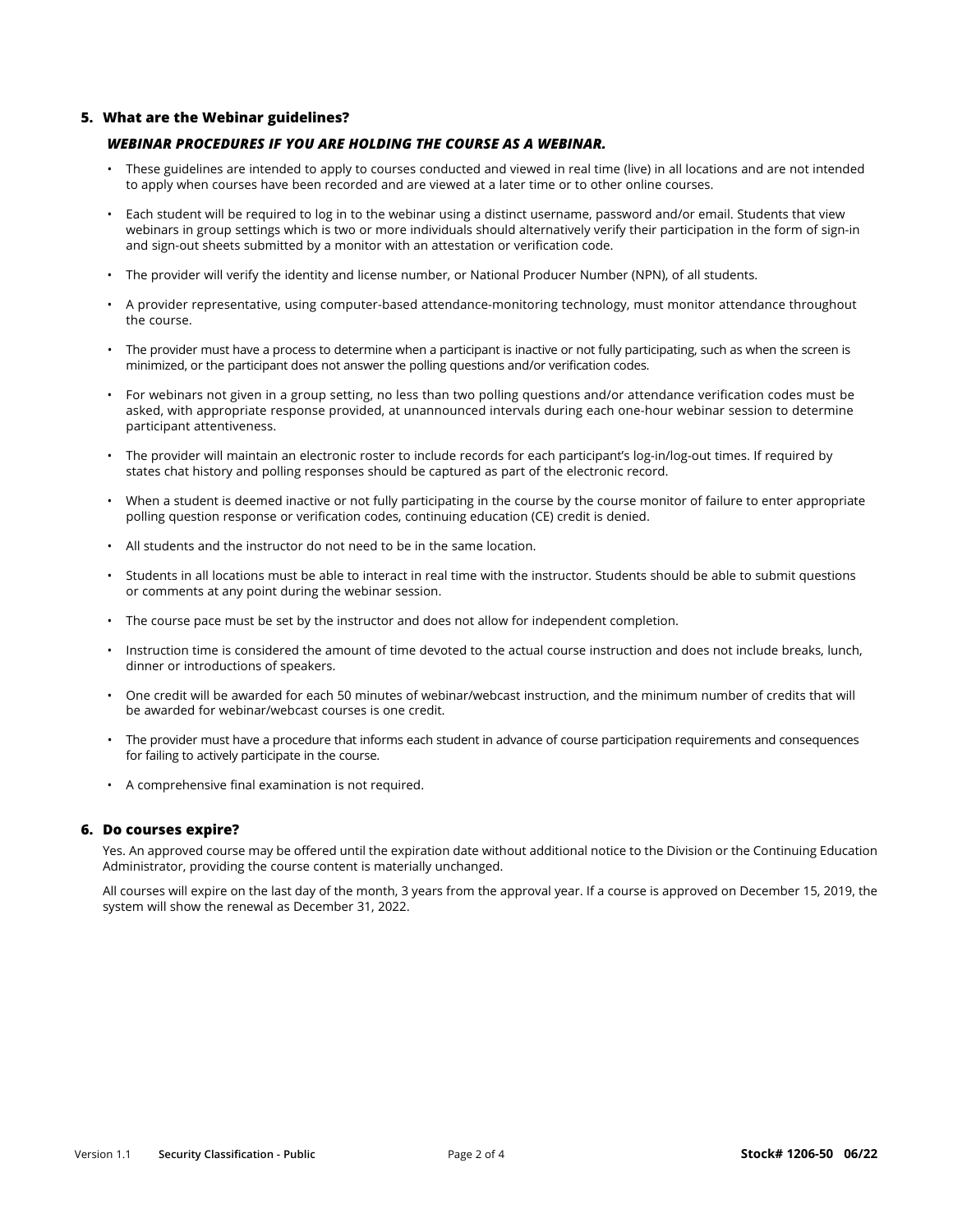## 5. What are the Webinar guidelines?

***WEBINAR PROCEDURES IF YOU ARE HOLDING THE COURSE AS A WEBINAR.***

- These guidelines are intended to apply to courses conducted and viewed in real time (live) in all locations and are not intended to apply when courses have been recorded and are viewed at a later time or to other online courses.
- Each student will be required to log in to the webinar using a distinct username, password and/or email. Students that view webinars in group settings which is two or more individuals should alternatively verify their participation in the form of sign-in and sign-out sheets submitted by a monitor with an attestation or verification code.
- The provider will verify the identity and license number, or National Producer Number (NPN), of all students.
- A provider representative, using computer-based attendance-monitoring technology, must monitor attendance throughout the course.
- The provider must have a process to determine when a participant is inactive or not fully participating, such as when the screen is minimized, or the participant does not answer the polling questions and/or verification codes.
- For webinars not given in a group setting, no less than two polling questions and/or attendance verification codes must be asked, with appropriate response provided, at unannounced intervals during each one-hour webinar session to determine participant attentiveness.
- The provider will maintain an electronic roster to include records for each participant's log-in/log-out times. If required by states chat history and polling responses should be captured as part of the electronic record.
- When a student is deemed inactive or not fully participating in the course by the course monitor of failure to enter appropriate polling question response or verification codes, continuing education (CE) credit is denied.
- All students and the instructor do not need to be in the same location.
- Students in all locations must be able to interact in real time with the instructor. Students should be able to submit questions or comments at any point during the webinar session.
- The course pace must be set by the instructor and does not allow for independent completion.
- Instruction time is considered the amount of time devoted to the actual course instruction and does not include breaks, lunch, dinner or introductions of speakers.
- One credit will be awarded for each 50 minutes of webinar/webcast instruction, and the minimum number of credits that will be awarded for webinar/webcast courses is one credit.
- The provider must have a procedure that informs each student in advance of course participation requirements and consequences for failing to actively participate in the course.
- A comprehensive final examination is not required.

## 6. Do courses expire?

Yes. An approved course may be offered until the expiration date without additional notice to the Division or the Continuing Education Administrator, providing the course content is materially unchanged.

All courses will expire on the last day of the month, 3 years from the approval year. If a course is approved on December 15, 2019, the system will show the renewal as December 31, 2022.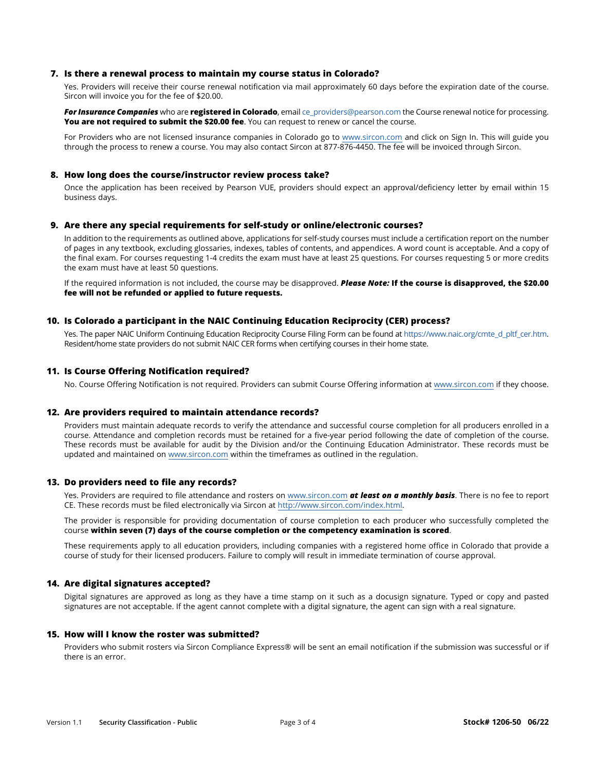### 7. Is there a renewal process to maintain my course status in Colorado?

Yes. Providers will receive their course renewal notification via mail approximately 60 days before the expiration date of the course. Sircon will invoice you for the fee of $20.00.

***For Insurance Companies*** who are **registered in Colorado**, email ce_providers@pearson.com the Course renewal notice for processing. **You are not required to submit the $20.00 fee**. You can request to renew or cancel the course.

For Providers who are not licensed insurance companies in Colorado go to www.sircon.com and click on Sign In. This will guide you through the process to renew a course. You may also contact Sircon at 877-876-4450. The fee will be invoiced through Sircon.

### 8. How long does the course/instructor review process take?

Once the application has been received by Pearson VUE, providers should expect an approval/deficiency letter by email within 15 business days.

### 9. Are there any special requirements for self-study or online/electronic courses?

In addition to the requirements as outlined above, applications for self-study courses must include a certification report on the number of pages in any textbook, excluding glossaries, indexes, tables of contents, and appendices. A word count is acceptable. And a copy of the final exam. For courses requesting 1-4 credits the exam must have at least 25 questions. For courses requesting 5 or more credits the exam must have at least 50 questions.

If the required information is not included, the course may be disapproved. ***Please Note:*** **If the course is disapproved, the $20.00 fee will not be refunded or applied to future requests.**

### 10. Is Colorado a participant in the NAIC Continuing Education Reciprocity (CER) process?

Yes. The paper NAIC Uniform Continuing Education Reciprocity Course Filing Form can be found at https://www.naic.org/cmte_d_pltf_cer.htm. Resident/home state providers do not submit NAIC CER forms when certifying courses in their home state.

### 11. Is Course Offering Notification required?

No. Course Offering Notification is not required. Providers can submit Course Offering information at www.sircon.com if they choose.

### 12. Are providers required to maintain attendance records?

Providers must maintain adequate records to verify the attendance and successful course completion for all producers enrolled in a course. Attendance and completion records must be retained for a five-year period following the date of completion of the course. These records must be available for audit by the Division and/or the Continuing Education Administrator. These records must be updated and maintained on www.sircon.com within the timeframes as outlined in the regulation.

### 13. Do providers need to file any records?

Yes. Providers are required to file attendance and rosters on www.sircon.com ***at least on a monthly basis***. There is no fee to report CE. These records must be filed electronically via Sircon at http://www.sircon.com/index.html.

The provider is responsible for providing documentation of course completion to each producer who successfully completed the course **within seven (7) days of the course completion or the competency examination is scored**.

These requirements apply to all education providers, including companies with a registered home office in Colorado that provide a course of study for their licensed producers. Failure to comply will result in immediate termination of course approval.

### 14. Are digital signatures accepted?

Digital signatures are approved as long as they have a time stamp on it such as a docusign signature. Typed or copy and pasted signatures are not acceptable. If the agent cannot complete with a digital signature, the agent can sign with a real signature.

### 15. How will I know the roster was submitted?

Providers who submit rosters via Sircon Compliance Express® will be sent an email notification if the submission was successful or if there is an error.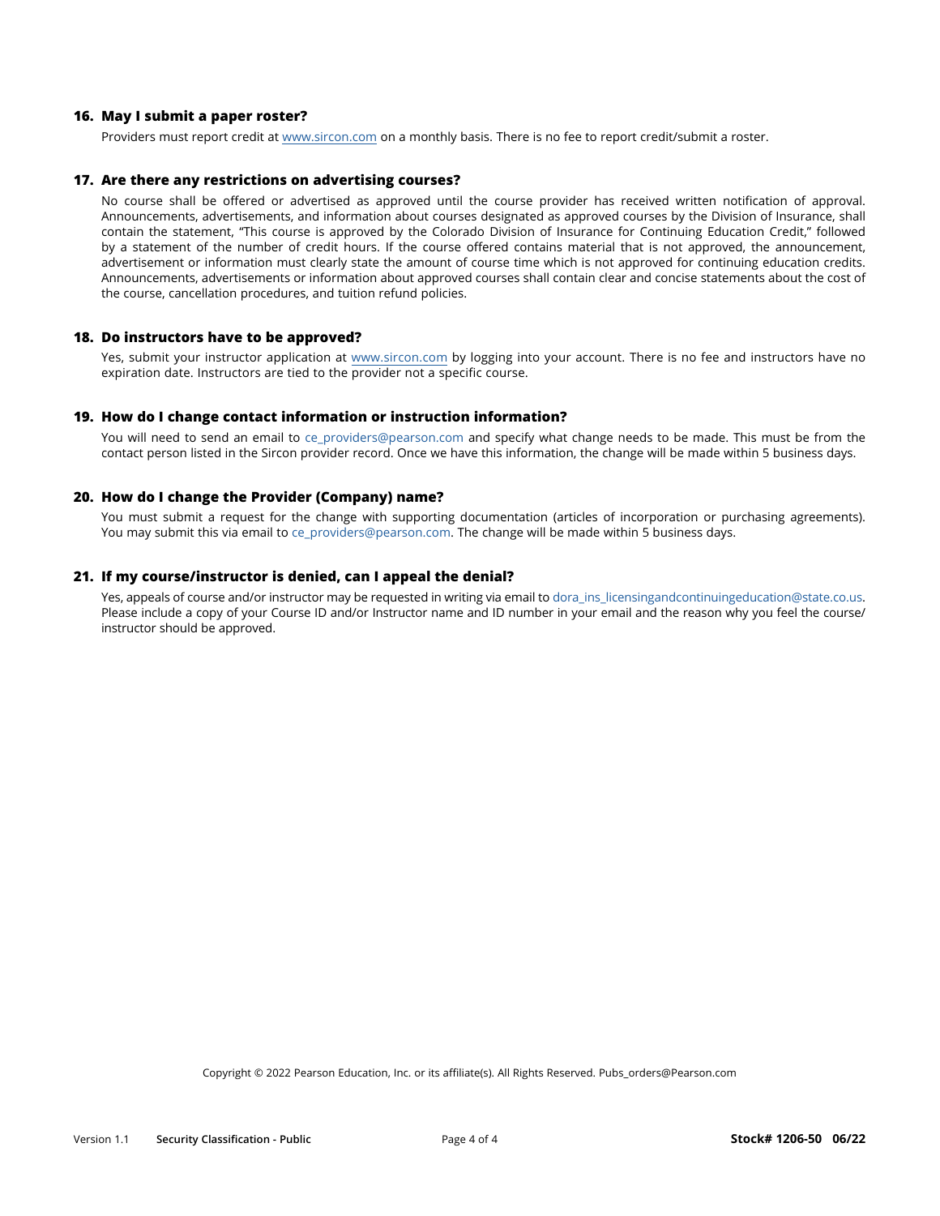### 16. May I submit a paper roster?

Providers must report credit at www.sircon.com on a monthly basis. There is no fee to report credit/submit a roster.

### 17. Are there any restrictions on advertising courses?

No course shall be offered or advertised as approved until the course provider has received written notification of approval. Announcements, advertisements, and information about courses designated as approved courses by the Division of Insurance, shall contain the statement, "This course is approved by the Colorado Division of Insurance for Continuing Education Credit," followed by a statement of the number of credit hours. If the course offered contains material that is not approved, the announcement, advertisement or information must clearly state the amount of course time which is not approved for continuing education credits. Announcements, advertisements or information about approved courses shall contain clear and concise statements about the cost of the course, cancellation procedures, and tuition refund policies.

### 18. Do instructors have to be approved?

Yes, submit your instructor application at www.sircon.com by logging into your account. There is no fee and instructors have no expiration date. Instructors are tied to the provider not a specific course.

### 19. How do I change contact information or instruction information?

You will need to send an email to ce_providers@pearson.com and specify what change needs to be made. This must be from the contact person listed in the Sircon provider record. Once we have this information, the change will be made within 5 business days.

### 20. How do I change the Provider (Company) name?

You must submit a request for the change with supporting documentation (articles of incorporation or purchasing agreements). You may submit this via email to ce_providers@pearson.com. The change will be made within 5 business days.

### 21. If my course/instructor is denied, can I appeal the denial?

Yes, appeals of course and/or instructor may be requested in writing via email to dora_ins_licensingandcontinuingeducation@state.co.us. Please include a copy of your Course ID and/or Instructor name and ID number in your email and the reason why you feel the course/instructor should be approved.

Copyright © 2022 Pearson Education, Inc. or its affiliate(s). All Rights Reserved. Pubs_orders@Pearson.com

Version 1.1 **Security Classification - Public** **Stock# 1206-50 06/22**